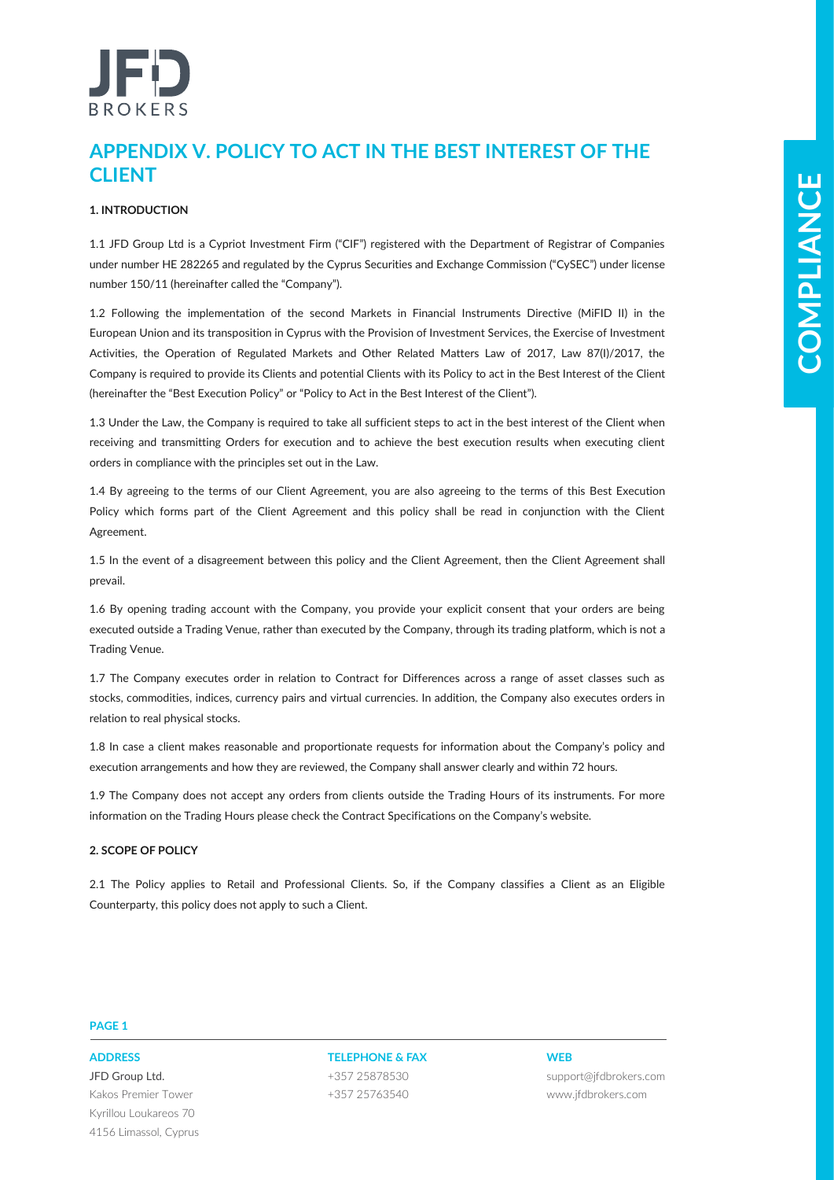# APPENDIX V. POLICY TO ACT IN THE BEST INTEREST OF THE CLIENT

**1. INTRODUCTION**

1.1 JFD Group Ltd is a Cypriot Investment Firm ("CIF") registered with the Department of Registrar of Companies under number HE 282265 and regulated by the Cyprus Securities and Exchange Commission ("CySEC") under license number 150/11 (hereinafter called the "Company").

1.2 Following the implementation of the second Markets in Financial Instruments Directive (MiFID II) in the European Union and its transposition in Cyprus with the Provision of Investment Services, the Exercise of Investment Activities, the Operation of Regulated Markets and Other Related Matters Law of 2017, Law 87(I)/2017, the Company is required to provide its Clients and potential Clients with its Policy to act in the Best Interest of the Client (hereinafter the "Best Execution Policy" or "Policy to Act in the Best Interest of the Client").

1.3 Under the Law, the Company is required to take all sufficient steps to act in the best interest of the Client when receiving and transmitting Orders for execution and to achieve the best execution results when executing client orders in compliance with the principles set out in the Law.

1.4 By agreeing to the terms of our Client Agreement, you are also agreeing to the terms of this Best Execution Policy which forms part of the Client Agreement and this policy shall be read in conjunction with the Client Agreement.

1.5 In the event of a disagreement between this policy and the Client Agreement, then the Client Agreement shall prevail.

1.6 By opening trading account with the Company, you provide your explicit consent that your orders are being executed outside a Trading Venue, rather than executed by the Company, through its trading platform, which is not a Trading Venue.

1.7 The Company executes order in relation to Contract for Differences across a range of asset classes such as stocks, commodities, indices, currency pairs and virtual currencies. In addition, the Company also executes orders in relation to real physical stocks.

1.8 In case a client makes reasonable and proportionate requests for information about the Company's policy and execution arrangements and how they are reviewed, the Company shall answer clearly and within 72 hours.

1.9 The Company does not accept any orders from clients outside the Trading Hours of its instruments. For more information on the Trading Hours please check the Contract Specifications on the Company's website.

**2. SCOPE OF POLICY**

2.1 The Policy applies to Retail and Professional Clients. So, if the Company classifies a Client as an Eligible Counterparty, this policy does not apply to such a Client.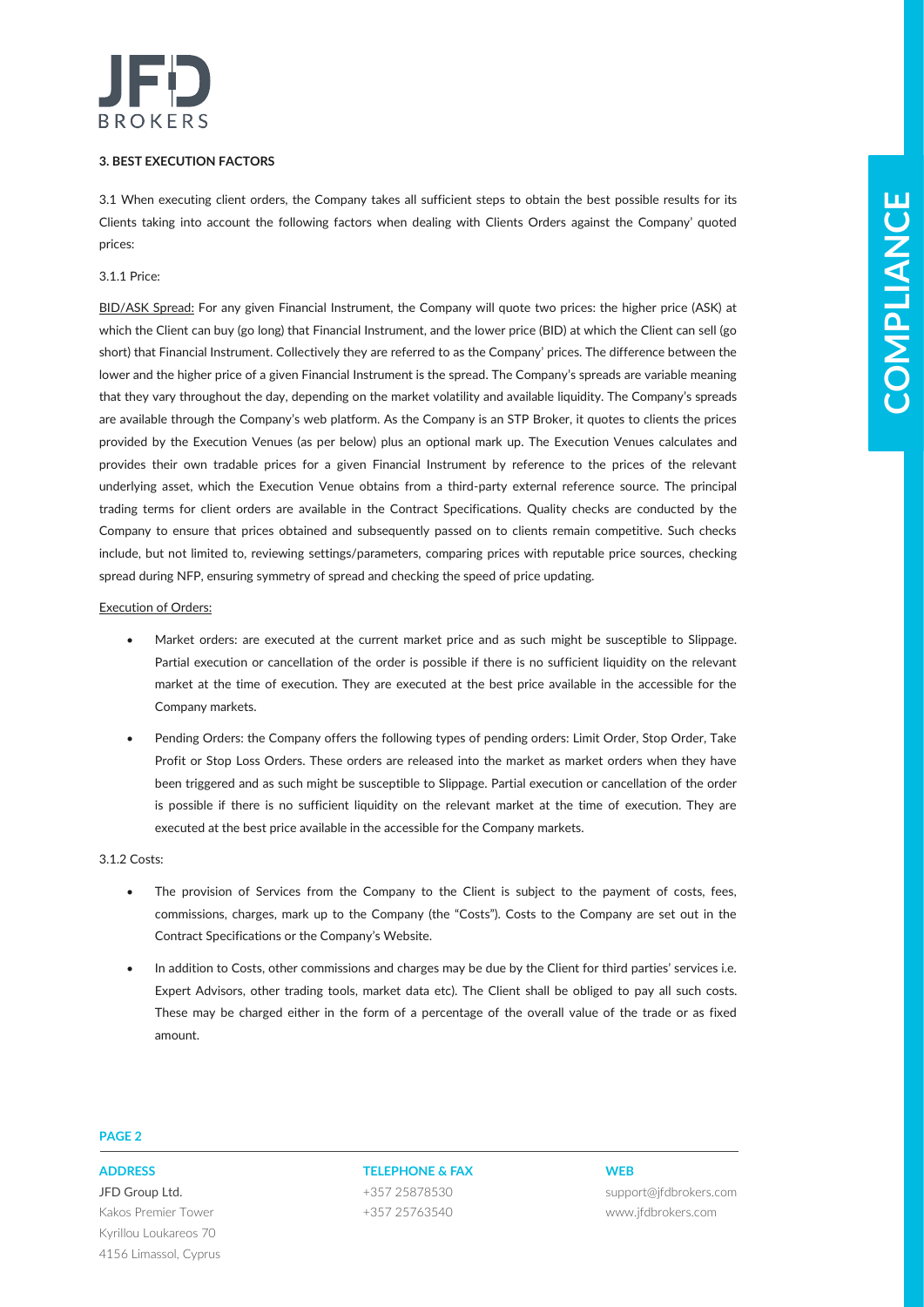**3. BEST EXECUTION FACTORS**

3.1 When executing client orders, the Company takes all sufficient steps to obtain the best possible results for its Clients taking into account the following factors when dealing with Clients Orders against the Company' quoted prices:

3.1.1 Price:

<u>BID/ASK Spread:</u> For any given Financial Instrument, the Company will quote two prices: the higher price (ASK) at which the Client can buy (go long) that Financial Instrument, and the lower price (BID) at which the Client can sell (go short) that Financial Instrument. Collectively they are referred to as the Company' prices. The difference between the lower and the higher price of a given Financial Instrument is the spread. The Company's spreads are variable meaning that they vary throughout the day, depending on the market volatility and available liquidity. The Company's spreads are available through the Company's web platform. As the Company is an STP Broker, it quotes to clients the prices provided by the Execution Venues (as per below) plus an optional mark up. The Execution Venues calculates and provides their own tradable prices for a given Financial Instrument by reference to the prices of the relevant underlying asset, which the Execution Venue obtains from a third-party external reference source. The principal trading terms for client orders are available in the Contract Specifications. Quality checks are conducted by the Company to ensure that prices obtained and subsequently passed on to clients remain competitive. Such checks include, but not limited to, reviewing settings/parameters, comparing prices with reputable price sources, checking spread during NFP, ensuring symmetry of spread and checking the speed of price updating.

<u>Execution of Orders:</u>

- Market orders: are executed at the current market price and as such might be susceptible to Slippage. Partial execution or cancellation of the order is possible if there is no sufficient liquidity on the relevant market at the time of execution. They are executed at the best price available in the accessible for the Company markets.
- Pending Orders: the Company offers the following types of pending orders: Limit Order, Stop Order, Take Profit or Stop Loss Orders. These orders are released into the market as market orders when they have been triggered and as such might be susceptible to Slippage. Partial execution or cancellation of the order is possible if there is no sufficient liquidity on the relevant market at the time of execution. They are executed at the best price available in the accessible for the Company markets.

3.1.2 Costs:

- The provision of Services from the Company to the Client is subject to the payment of costs, fees, commissions, charges, mark up to the Company (the "Costs"). Costs to the Company are set out in the Contract Specifications or the Company's Website.
- In addition to Costs, other commissions and charges may be due by the Client for third parties' services i.e. Expert Advisors, other trading tools, market data etc). The Client shall be obliged to pay all such costs. These may be charged either in the form of a percentage of the overall value of the trade or as fixed amount.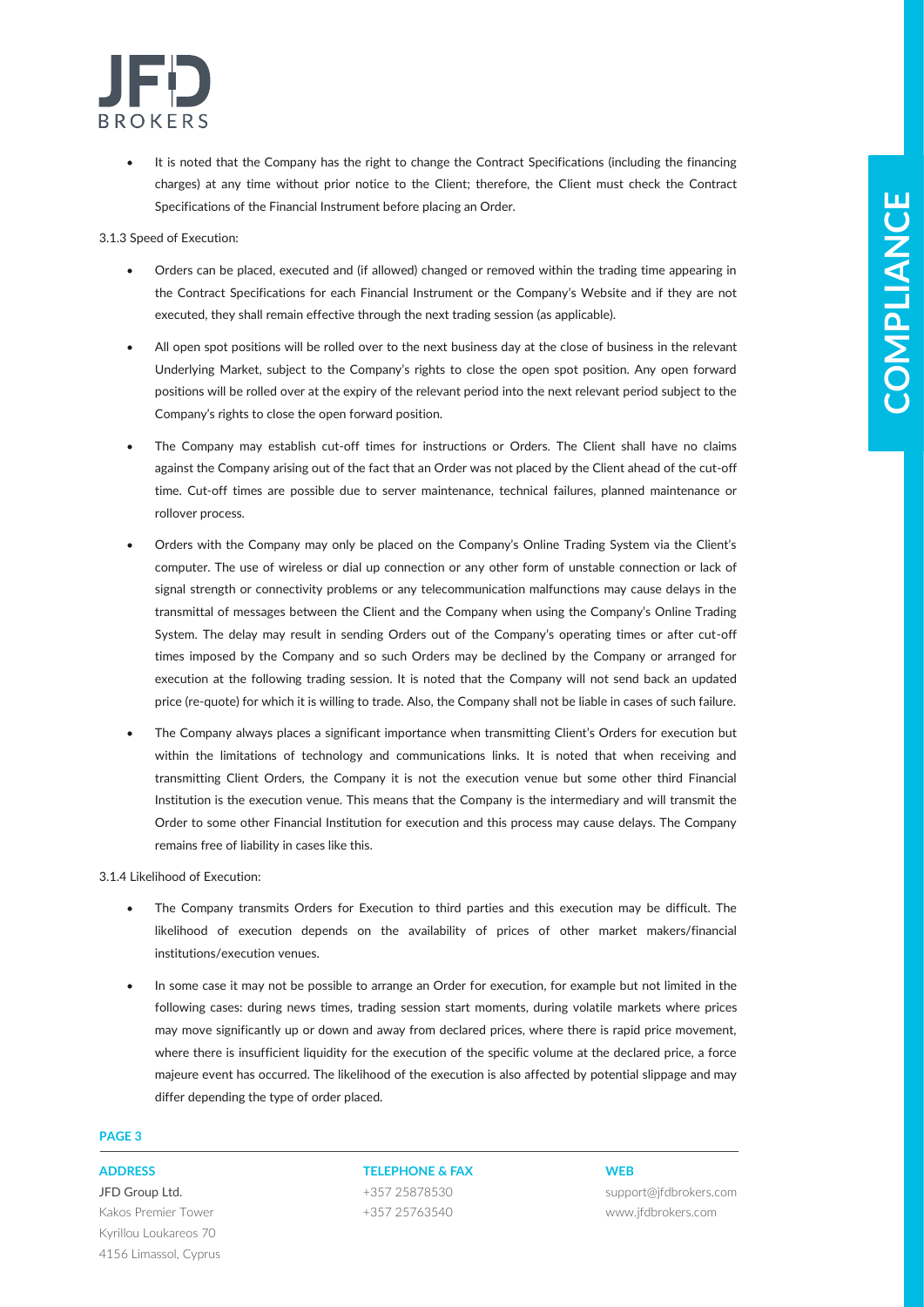- It is noted that the Company has the right to change the Contract Specifications (including the financing charges) at any time without prior notice to the Client; therefore, the Client must check the Contract Specifications of the Financial Instrument before placing an Order.

3.1.3 Speed of Execution:

- Orders can be placed, executed and (if allowed) changed or removed within the trading time appearing in the Contract Specifications for each Financial Instrument or the Company's Website and if they are not executed, they shall remain effective through the next trading session (as applicable).

- All open spot positions will be rolled over to the next business day at the close of business in the relevant Underlying Market, subject to the Company's rights to close the open spot position. Any open forward positions will be rolled over at the expiry of the relevant period into the next relevant period subject to the Company's rights to close the open forward position.

- The Company may establish cut-off times for instructions or Orders. The Client shall have no claims against the Company arising out of the fact that an Order was not placed by the Client ahead of the cut-off time. Cut-off times are possible due to server maintenance, technical failures, planned maintenance or rollover process.

- Orders with the Company may only be placed on the Company's Online Trading System via the Client's computer. The use of wireless or dial up connection or any other form of unstable connection or lack of signal strength or connectivity problems or any telecommunication malfunctions may cause delays in the transmittal of messages between the Client and the Company when using the Company's Online Trading System. The delay may result in sending Orders out of the Company's operating times or after cut-off times imposed by the Company and so such Orders may be declined by the Company or arranged for execution at the following trading session. It is noted that the Company will not send back an updated price (re-quote) for which it is willing to trade. Also, the Company shall not be liable in cases of such failure.

- The Company always places a significant importance when transmitting Client's Orders for execution but within the limitations of technology and communications links. It is noted that when receiving and transmitting Client Orders, the Company it is not the execution venue but some other third Financial Institution is the execution venue. This means that the Company is the intermediary and will transmit the Order to some other Financial Institution for execution and this process may cause delays. The Company remains free of liability in cases like this.

3.1.4 Likelihood of Execution:

- The Company transmits Orders for Execution to third parties and this execution may be difficult. The likelihood of execution depends on the availability of prices of other market makers/financial institutions/execution venues.

- In some case it may not be possible to arrange an Order for execution, for example but not limited in the following cases: during news times, trading session start moments, during volatile markets where prices may move significantly up or down and away from declared prices, where there is rapid price movement, where there is insufficient liquidity for the execution of the specific volume at the declared price, a force majeure event has occurred. The likelihood of the execution is also affected by potential slippage and may differ depending the type of order placed.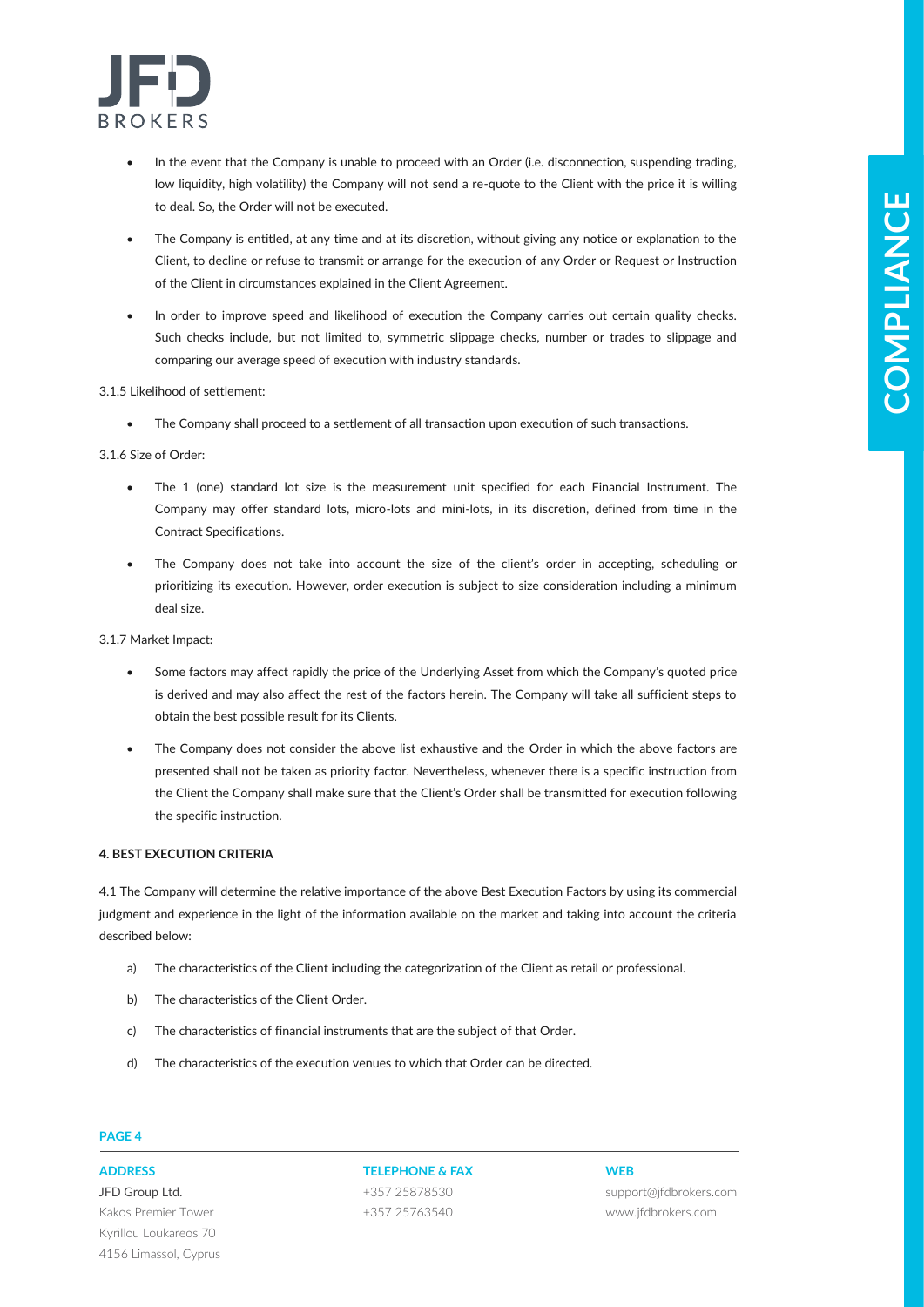- In the event that the Company is unable to proceed with an Order (i.e. disconnection, suspending trading, low liquidity, high volatility) the Company will not send a re-quote to the Client with the price it is willing to deal. So, the Order will not be executed.
- The Company is entitled, at any time and at its discretion, without giving any notice or explanation to the Client, to decline or refuse to transmit or arrange for the execution of any Order or Request or Instruction of the Client in circumstances explained in the Client Agreement.
- In order to improve speed and likelihood of execution the Company carries out certain quality checks. Such checks include, but not limited to, symmetric slippage checks, number or trades to slippage and comparing our average speed of execution with industry standards.

3.1.5 Likelihood of settlement:

- The Company shall proceed to a settlement of all transaction upon execution of such transactions.

3.1.6 Size of Order:

- The 1 (one) standard lot size is the measurement unit specified for each Financial Instrument. The Company may offer standard lots, micro-lots and mini-lots, in its discretion, defined from time in the Contract Specifications.
- The Company does not take into account the size of the client's order in accepting, scheduling or prioritizing its execution. However, order execution is subject to size consideration including a minimum deal size.

3.1.7 Market Impact:

- Some factors may affect rapidly the price of the Underlying Asset from which the Company's quoted price is derived and may also affect the rest of the factors herein. The Company will take all sufficient steps to obtain the best possible result for its Clients.
- The Company does not consider the above list exhaustive and the Order in which the above factors are presented shall not be taken as priority factor. Nevertheless, whenever there is a specific instruction from the Client the Company shall make sure that the Client's Order shall be transmitted for execution following the specific instruction.

**4. BEST EXECUTION CRITERIA**

4.1 The Company will determine the relative importance of the above Best Execution Factors by using its commercial judgment and experience in the light of the information available on the market and taking into account the criteria described below:

a) The characteristics of the Client including the categorization of the Client as retail or professional.

b) The characteristics of the Client Order.

c) The characteristics of financial instruments that are the subject of that Order.

d) The characteristics of the execution venues to which that Order can be directed.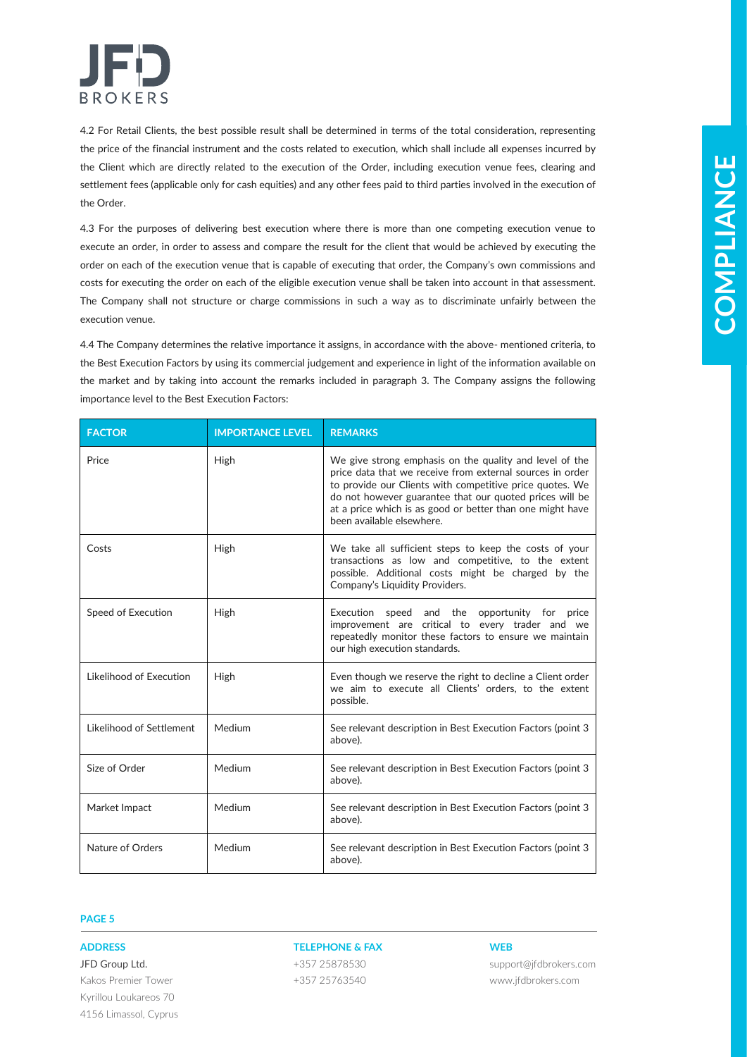4.2 For Retail Clients, the best possible result shall be determined in terms of the total consideration, representing the price of the financial instrument and the costs related to execution, which shall include all expenses incurred by the Client which are directly related to the execution of the Order, including execution venue fees, clearing and settlement fees (applicable only for cash equities) and any other fees paid to third parties involved in the execution of the Order.

4.3 For the purposes of delivering best execution where there is more than one competing execution venue to execute an order, in order to assess and compare the result for the client that would be achieved by executing the order on each of the execution venue that is capable of executing that order, the Company's own commissions and costs for executing the order on each of the eligible execution venue shall be taken into account in that assessment. The Company shall not structure or charge commissions in such a way as to discriminate unfairly between the execution venue.

4.4 The Company determines the relative importance it assigns, in accordance with the above- mentioned criteria, to the Best Execution Factors by using its commercial judgement and experience in light of the information available on the market and by taking into account the remarks included in paragraph 3. The Company assigns the following importance level to the Best Execution Factors:

| FACTOR | IMPORTANCE LEVEL | REMARKS |
| --- | --- | --- |
| Price | High | We give strong emphasis on the quality and level of the price data that we receive from external sources in order to provide our Clients with competitive price quotes. We do not however guarantee that our quoted prices will be at a price which is as good or better than one might have been available elsewhere. |
| Costs | High | We take all sufficient steps to keep the costs of your transactions as low and competitive, to the extent possible. Additional costs might be charged by the Company's Liquidity Providers. |
| Speed of Execution | High | Execution speed and the opportunity for price improvement are critical to every trader and we repeatedly monitor these factors to ensure we maintain our high execution standards. |
| Likelihood of Execution | High | Even though we reserve the right to decline a Client order we aim to execute all Clients' orders, to the extent possible. |
| Likelihood of Settlement | Medium | See relevant description in Best Execution Factors (point 3 above). |
| Size of Order | Medium | See relevant description in Best Execution Factors (point 3 above). |
| Market Impact | Medium | See relevant description in Best Execution Factors (point 3 above). |
| Nature of Orders | Medium | See relevant description in Best Execution Factors (point 3 above). |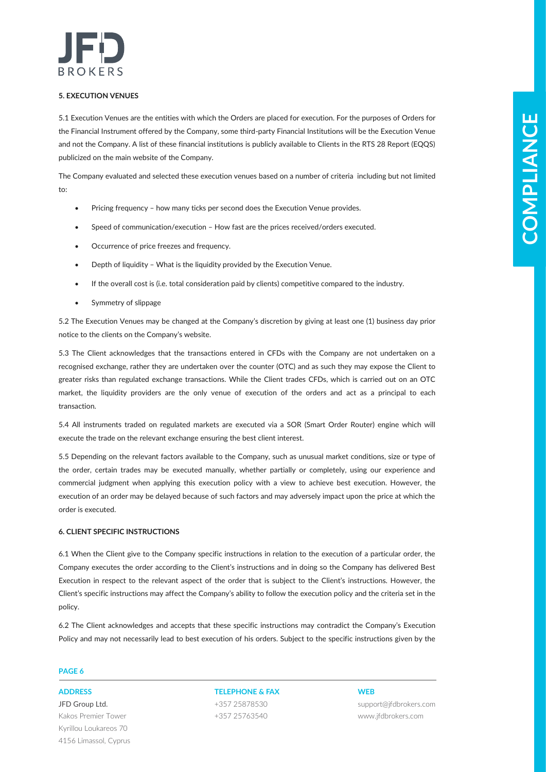## 5. EXECUTION VENUES

5.1 Execution Venues are the entities with which the Orders are placed for execution. For the purposes of Orders for the Financial Instrument offered by the Company, some third-party Financial Institutions will be the Execution Venue and not the Company. A list of these financial institutions is publicly available to Clients in the RTS 28 Report (EQQS) publicized on the main website of the Company.

The Company evaluated and selected these execution venues based on a number of criteria including but not limited to:

- Pricing frequency – how many ticks per second does the Execution Venue provides.
- Speed of communication/execution – How fast are the prices received/orders executed.
- Occurrence of price freezes and frequency.
- Depth of liquidity – What is the liquidity provided by the Execution Venue.
- If the overall cost is (i.e. total consideration paid by clients) competitive compared to the industry.
- Symmetry of slippage

5.2 The Execution Venues may be changed at the Company's discretion by giving at least one (1) business day prior notice to the clients on the Company's website.

5.3 The Client acknowledges that the transactions entered in CFDs with the Company are not undertaken on a recognised exchange, rather they are undertaken over the counter (OTC) and as such they may expose the Client to greater risks than regulated exchange transactions. While the Client trades CFDs, which is carried out on an OTC market, the liquidity providers are the only venue of execution of the orders and act as a principal to each transaction.

5.4 All instruments traded on regulated markets are executed via a SOR (Smart Order Router) engine which will execute the trade on the relevant exchange ensuring the best client interest.

5.5 Depending on the relevant factors available to the Company, such as unusual market conditions, size or type of the order, certain trades may be executed manually, whether partially or completely, using our experience and commercial judgment when applying this execution policy with a view to achieve best execution. However, the execution of an order may be delayed because of such factors and may adversely impact upon the price at which the order is executed.

## 6. CLIENT SPECIFIC INSTRUCTIONS

6.1 When the Client give to the Company specific instructions in relation to the execution of a particular order, the Company executes the order according to the Client's instructions and in doing so the Company has delivered Best Execution in respect to the relevant aspect of the order that is subject to the Client's instructions. However, the Client's specific instructions may affect the Company's ability to follow the execution policy and the criteria set in the policy.

6.2 The Client acknowledges and accepts that these specific instructions may contradict the Company's Execution Policy and may not necessarily lead to best execution of his orders. Subject to the specific instructions given by the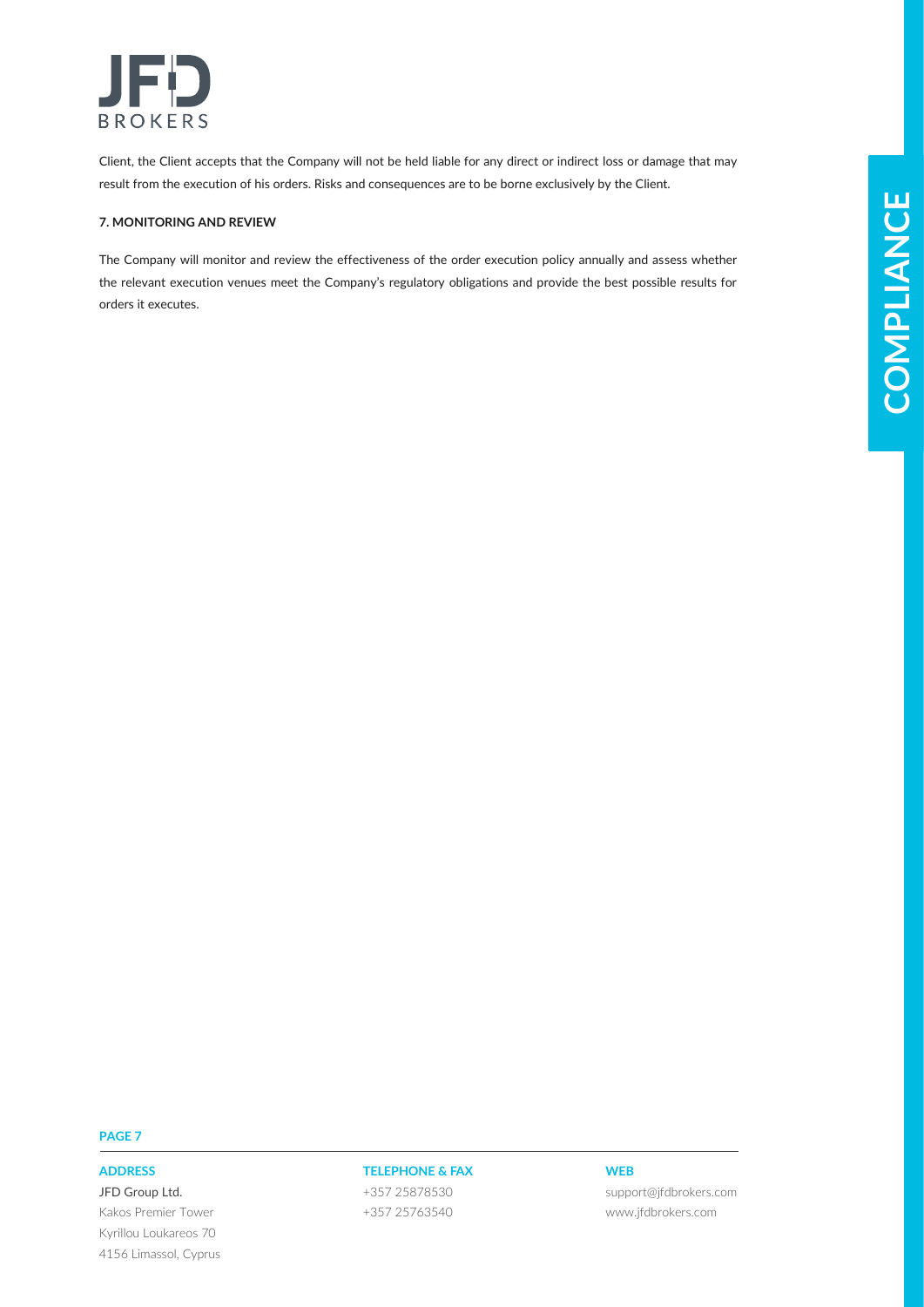Client, the Client accepts that the Company will not be held liable for any direct or indirect loss or damage that may result from the execution of his orders. Risks and consequences are to be borne exclusively by the Client.

**7. MONITORING AND REVIEW**

The Company will monitor and review the effectiveness of the order execution policy annually and assess whether the relevant execution venues meet the Company's regulatory obligations and provide the best possible results for orders it executes.